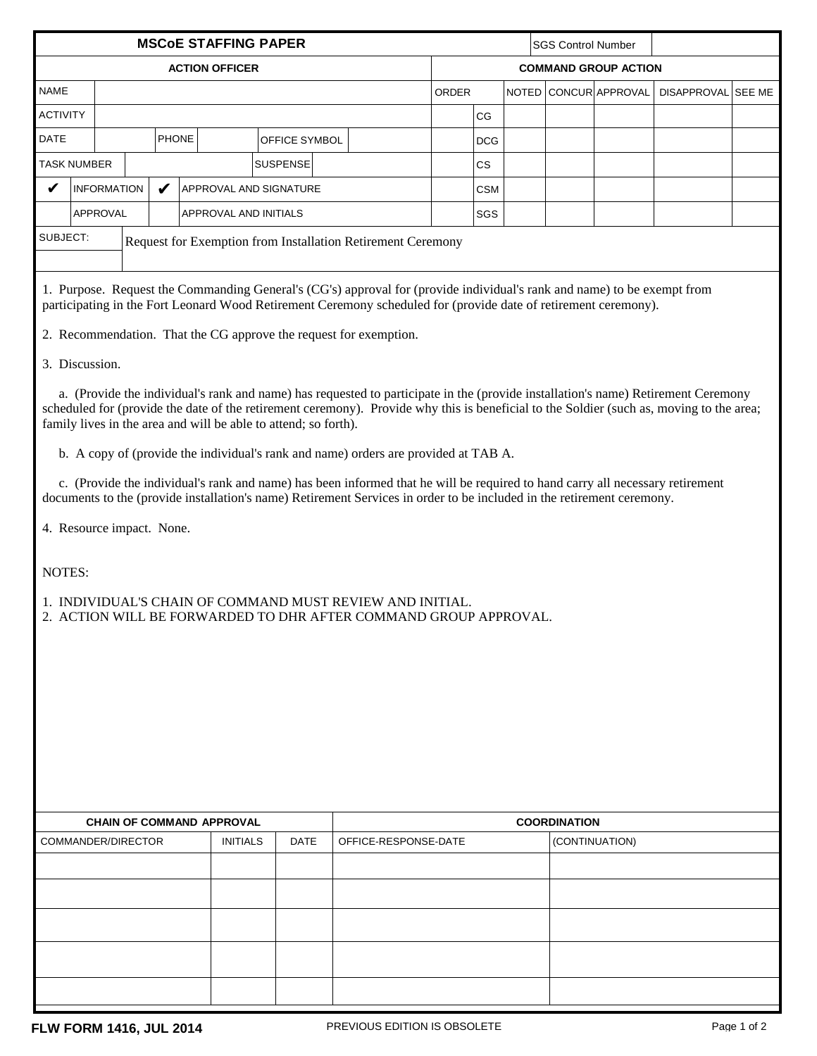# MSCoE STAFFING PAPER

| SGS Control Number | |
|---|---|

| ACTION OFFICER | | | | | | | | COMMAND GROUP ACTION | | | | | | |
|---|---|---|---|---|---|---|---|---|---|---|---|---|---|---|
| NAME | | | | | | | | ORDER | | NOTED | CONCUR | APPROVAL | DISAPPROVAL | SEE ME |
| ACTIVITY | | | | | | | | | CG | | | | | |
| DATE | | PHONE | | OFFICE SYMBOL | | | | | DCG | | | | | |
| TASK NUMBER | | | | SUSPENSE | | | | | CS | | | | | |
| ✔ | INFORMATION | ✔ | APPROVAL AND SIGNATURE | | | | | | CSM | | | | | |
| | APPROVAL | | APPROVAL AND INITIALS | | | | | | SGS | | | | | |

SUBJECT: Request for Exemption from Installation Retirement Ceremony

1. Purpose. Request the Commanding General's (CG's) approval for (provide individual's rank and name) to be exempt from participating in the Fort Leonard Wood Retirement Ceremony scheduled for (provide date of retirement ceremony).

2. Recommendation. That the CG approve the request for exemption.

3. Discussion.

a. (Provide the individual's rank and name) has requested to participate in the (provide installation's name) Retirement Ceremony scheduled for (provide the date of the retirement ceremony). Provide why this is beneficial to the Soldier (such as, moving to the area; family lives in the area and will be able to attend; so forth).

b. A copy of (provide the individual's rank and name) orders are provided at TAB A.

c. (Provide the individual's rank and name) has been informed that he will be required to hand carry all necessary retirement documents to the (provide installation's name) Retirement Services in order to be included in the retirement ceremony.

4. Resource impact. None.

NOTES:

1. INDIVIDUAL'S CHAIN OF COMMAND MUST REVIEW AND INITIAL.
2. ACTION WILL BE FORWARDED TO DHR AFTER COMMAND GROUP APPROVAL.

| CHAIN OF COMMAND APPROVAL | | | COORDINATION | |
|---|---|---|---|---|
| COMMANDER/DIRECTOR | INITIALS | DATE | OFFICE-RESPONSE-DATE | (CONTINUATION) |
| | | | | |
| | | | | |
| | | | | |
| | | | | |
| | | | | |

FLW FORM 1416, JUL 2014 PREVIOUS EDITION IS OBSOLETE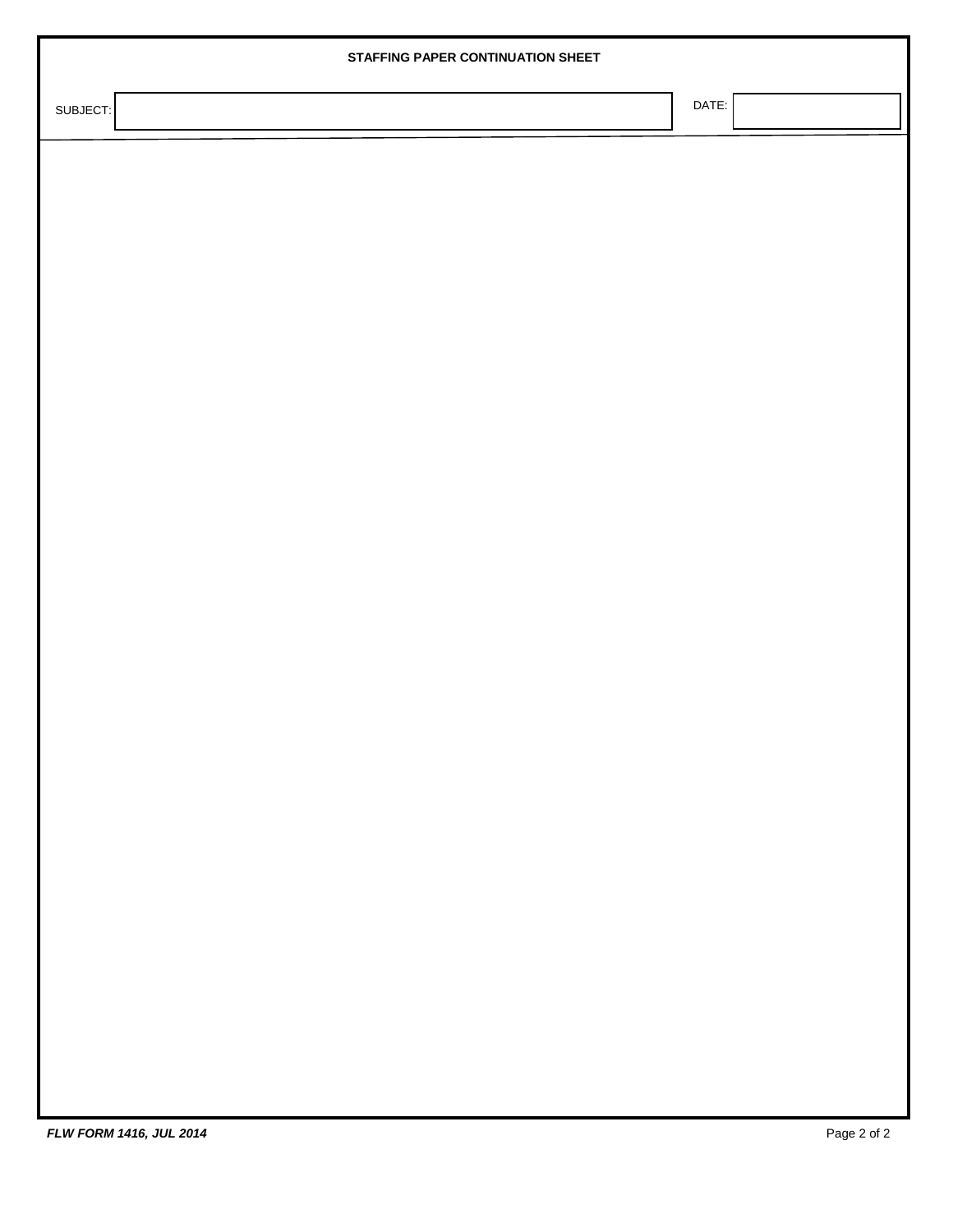**STAFFING PAPER CONTINUATION SHEET**

SUBJECT: 

DATE: 

***FLW FORM 1416, JUL 2014***